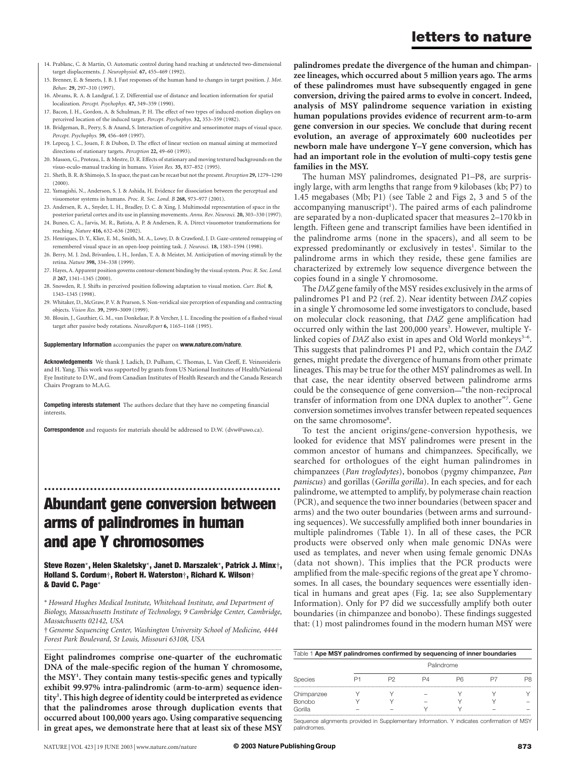14. Prablanc, C. & Martin, O. Automatic control during hand reaching at undetected two-dimensional target displacements. *J. Neurophysiol.* **67,** 455–469 (1992).
15. Brenner, E. & Smeets, J. B. J. Fast responses of the human hand to changes in target position. *J. Mot. Behav.* **29,** 297–310 (1997).
16. Abrams, R. A. & Landgraf, J. Z. Differential use of distance and location information for spatial localization. *Percept. Psychophys.* **47,** 349–359 (1990).
17. Bacon, J. H., Gordon, A. & Schulman, P. H. The effect of two types of induced-motion displays on perceived location of the induced target. *Percept. Psychophys.* **32,** 353–359 (1982).
18. Bridgeman, B., Peery, S. & Anand, S. Interaction of cognitive and sensorimotor maps of visual space. *Percept. Psychophys.* **59,** 456–469 (1997).
19. Lepecq, J. C., Jouen, F. & Dubon, D. The effect of linear vection on manual aiming at memorized directions of stationary targets. *Perception* **22,** 49–60 (1993).
20. Masson, G., Proteau, L. & Mestre, D. R. Effects of stationary and moving textured backgrounds on the visuo-oculo-manual tracking in humans. *Vision Res.* **35,** 837–852 (1995).
21. Sheth, B. R. & Shimojo, S. In space, the past can be recast but not the present. *Perception* **29,** 1279–1290 (2000).
22. Yamagishi, N., Anderson, S. J. & Ashida, H. Evidence for dissociation between the perceptual and visuomotor systems in humans. *Proc. R. Soc. Lond. B* **268,** 973–977 (2001).
23. Andersen, R. A., Snyder, L. H., Bradley, D. C. & Xing, J. Multimodal representation of space in the posterior parietal cortex and its use in planning movements. *Annu. Rev. Neurosci.* **20,** 303–330 (1997).
24. Buneo, C. A., Jarvis, M. R., Batista, A. P. & Andersen, R. A. Direct visuomotor transformations for reaching. *Nature* **416,** 632–636 (2002).
25. Henriques, D. Y., Klier, E. M., Smith, M. A., Lowy, D. & Crawford, J. D. Gaze-centered remapping of remembered visual space in an open-loop pointing task. *J. Neurosci.* **18,** 1583–1594 (1998).
26. Berry, M. J. 2nd, Brivanlou, I. H., Jordan, T. A. & Meister, M. Anticipation of moving stimuli by the retina. *Nature* **398,** 334–338 (1999).
27. Hayes, A. Apparent position governs contour-element binding by the visual system. *Proc. R. Soc. Lond. B* **267,** 1341–1345 (2000).
28. Snowden, R. J. Shifts in perceived position following adaptation to visual motion. *Curr. Biol.* **8,** 1343–1345 (1998).
29. Whitaker, D., McGraw, P. V. & Pearson, S. Non-veridical size perception of expanding and contracting objects. *Vision Res.* **39,** 2999–3009 (1999).
30. Blouin, J., Gauthier, G. M., van Donkelaar, P. & Vercher, J. L. Encoding the position of a flashed visual target after passive body rotations. *NeuroReport* **6,** 1165–1168 (1995).

**Supplementary Information** accompanies the paper on **www.nature.com/nature**.

**Acknowledgements** We thank J. Ladich, D. Pulham, C. Thomas, L. Van Cleeff, E. Veinsreideris and H. Yang. This work was supported by grants from US National Institutes of Health/National Eye Institute to D.W., and from Canadian Institutes of Health Research and the Canada Research Chairs Program to M.A.G.

**Competing interests statement** The authors declare that they have no competing financial interests.

**Correspondence** and requests for materials should be addressed to D.W. (dvw@uwo.ca).

# Abundant gene conversion between arms of palindromes in human and ape Y chromosomes

**Steve Rozen\*, Helen Skaletsky\*, Janet D. Marszalek\*, Patrick J. Minx†, Holland S. Cordum†, Robert H. Waterston†, Richard K. Wilson† & David C. Page\***

\* *Howard Hughes Medical Institute, Whitehead Institute, and Department of Biology, Massachusetts Institute of Technology, 9 Cambridge Center, Cambridge, Massachusetts 02142, USA*

† *Genome Sequencing Center, Washington University School of Medicine, 4444 Forest Park Boulevard, St Louis, Missouri 63108, USA*

**Eight palindromes comprise one-quarter of the euchromatic DNA of the male-specific region of the human Y chromosome, the MSY[1]. They contain many testis-specific genes and typically exhibit 99.97% intra-palindromic (arm-to-arm) sequence identity[1]. This high degree of identity could be interpreted as evidence that the palindromes arose through duplication events that occurred about 100,000 years ago. Using comparative sequencing in great apes, we demonstrate here that at least six of these MSY palindromes predate the divergence of the human and chimpanzee lineages, which occurred about 5 million years ago. The arms of these palindromes must have subsequently engaged in gene conversion, driving the paired arms to evolve in concert. Indeed, analysis of MSY palindrome sequence variation in existing human populations provides evidence of recurrent arm-to-arm gene conversion in our species. We conclude that during recent evolution, an average of approximately 600 nucleotides per newborn male have undergone Y–Y gene conversion, which has had an important role in the evolution of multi-copy testis gene families in the MSY.**

The human MSY palindromes, designated P1–P8, are surprisingly large, with arm lengths that range from 9 kilobases (kb; P7) to 1.45 megabases (Mb; P1) (see Table 2 and Figs 2, 3 and 5 of the accompanying manuscript[1]). The paired arms of each palindrome are separated by a non-duplicated spacer that measures 2–170 kb in length. Fifteen gene and transcript families have been identified in the palindrome arms (none in the spacers), and all seem to be expressed predominantly or exclusively in testes[1]. Similar to the palindrome arms in which they reside, these gene families are characterized by extremely low sequence divergence between the copies found in a single Y chromosome.

The *DAZ* gene family of the MSY resides exclusively in the arms of palindromes P1 and P2 (ref. 2). Near identity between *DAZ* copies in a single Y chromosome led some investigators to conclude, based on molecular clock reasoning, that *DAZ* gene amplification had occurred only within the last 200,000 years[3]. However, multiple Y-linked copies of *DAZ* also exist in apes and Old World monkeys[3–6]. This suggests that palindromes P1 and P2, which contain the *DAZ* genes, might predate the divergence of humans from other primate lineages. This may be true for the other MSY palindromes as well. In that case, the near identity observed between palindrome arms could be the consequence of gene conversion—"the non-reciprocal transfer of information from one DNA duplex to another"[7]. Gene conversion sometimes involves transfer between repeated sequences on the same chromosome[8].

To test the ancient origins/gene-conversion hypothesis, we looked for evidence that MSY palindromes were present in the common ancestor of humans and chimpanzees. Specifically, we searched for orthologues of the eight human palindromes in chimpanzees (*Pan troglodytes*), bonobos (pygmy chimpanzee, *Pan paniscus*) and gorillas (*Gorilla gorilla*). In each species, and for each palindrome, we attempted to amplify, by polymerase chain reaction (PCR), and sequence the two inner boundaries (between spacer and arms) and the two outer boundaries (between arms and surrounding sequences). We successfully amplified both inner boundaries in multiple palindromes (Table 1). In all of these cases, the PCR products were observed only when male genomic DNAs were used as templates, and never when using female genomic DNAs (data not shown). This implies that the PCR products were amplified from the male-specific regions of the great ape Y chromosomes. In all cases, the boundary sequences were essentially identical in humans and great apes (Fig. 1a; see also Supplementary Information). Only for P7 did we successfully amplify both outer boundaries (in chimpanzee and bonobo). These findings suggested that: (1) most palindromes found in the modern human MSY were

Table 1 **Ape MSY palindromes confirmed by sequencing of inner boundaries**

| | Palindrome | | | | | |
|---|---|---|---|---|---|---|
| Species | P1 | P2 | P4 | P6 | P7 | P8 |
| Chimpanzee | Y | Y | – | Y | Y | Y |
| Bonobo | Y | Y | – | Y | Y | – |
| Gorilla | – | – | Y | Y | – | – |

Sequence alignments provided in Supplementary Information. Y indicates confirmation of MSY palindromes.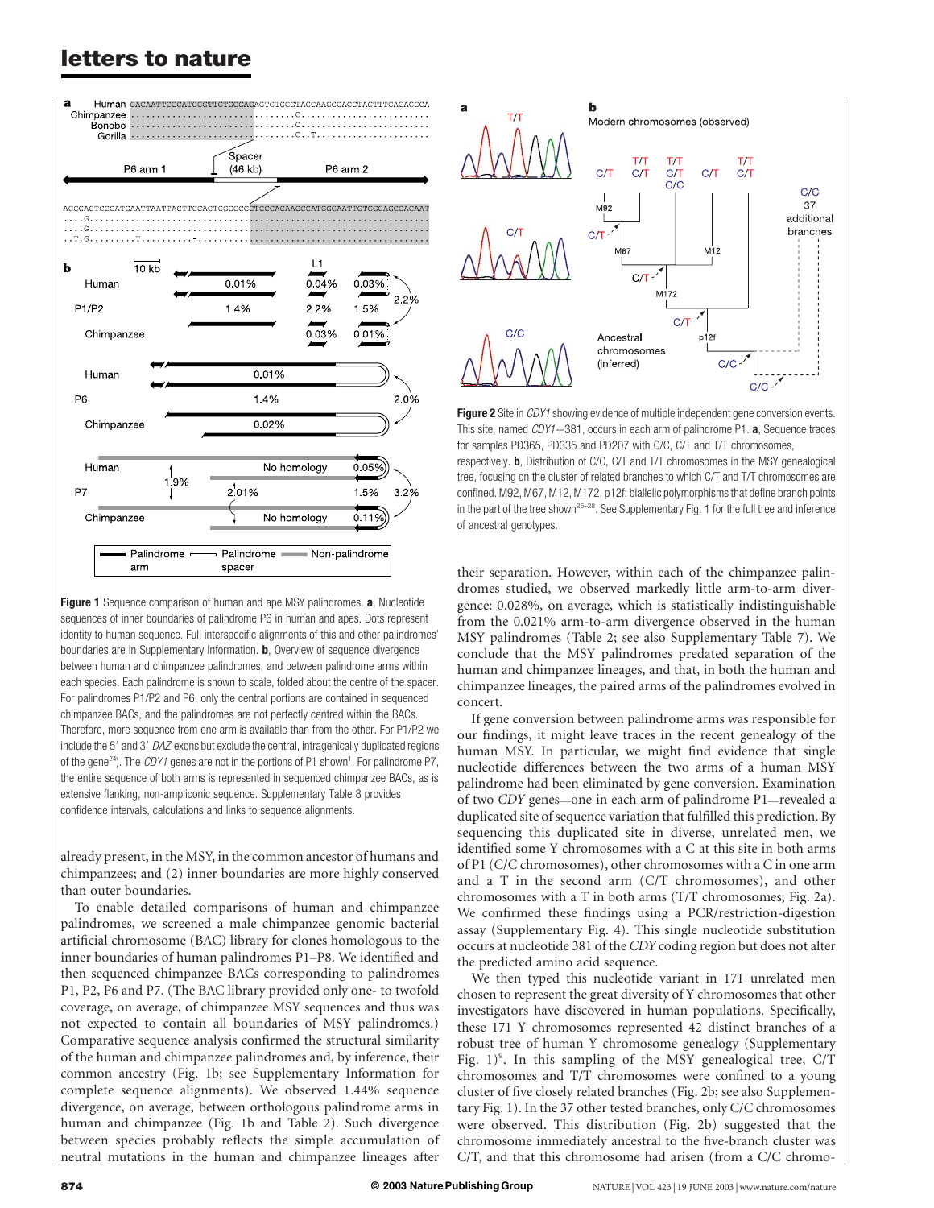**Figure 1** Sequence comparison of human and ape MSY palindromes. **a**, Nucleotide sequences of inner boundaries of palindrome P6 in human and apes. Dots represent identity to human sequence. Full interspecific alignments of this and other palindromes' boundaries are in Supplementary Information. **b**, Overview of sequence divergence between human and chimpanzee palindromes, and between palindrome arms within each species. Each palindrome is shown to scale, folded about the centre of the spacer. For palindromes P1/P2 and P6, only the central portions are contained in sequenced chimpanzee BACs, and the palindromes are not perfectly centred within the BACs. Therefore, more sequence from one arm is available than from the other. For P1/P2 we include the 5′ and 3′ *DAZ* exons but exclude the central, intragenically duplicated regions of the gene[24]. The *CDY1* genes are not in the portions of P1 shown[1]. For palindrome P7, the entire sequence of both arms is represented in sequenced chimpanzee BACs, as is extensive flanking, non-ampliconic sequence. Supplementary Table 8 provides confidence intervals, calculations and links to sequence alignments.

already present, in the MSY, in the common ancestor of humans and chimpanzees; and (2) inner boundaries are more highly conserved than outer boundaries.

To enable detailed comparisons of human and chimpanzee palindromes, we screened a male chimpanzee genomic bacterial artificial chromosome (BAC) library for clones homologous to the inner boundaries of human palindromes P1–P8. We identified and then sequenced chimpanzee BACs corresponding to palindromes P1, P2, P6 and P7. (The BAC library provided only one- to twofold coverage, on average, of chimpanzee MSY sequences and thus was not expected to contain all boundaries of MSY palindromes.) Comparative sequence analysis confirmed the structural similarity of the human and chimpanzee palindromes and, by inference, their common ancestry (Fig. 1b; see Supplementary Information for complete sequence alignments). We observed 1.44% sequence divergence, on average, between orthologous palindrome arms in human and chimpanzee (Fig. 1b and Table 2). Such divergence between species probably reflects the simple accumulation of neutral mutations in the human and chimpanzee lineages after their separation. However, within each of the chimpanzee palindromes studied, we observed markedly little arm-to-arm divergence: 0.028%, on average, which is statistically indistinguishable from the 0.021% arm-to-arm divergence observed in the human MSY palindromes (Table 2; see also Supplementary Table 7). We conclude that the MSY palindromes predated separation of the human and chimpanzee lineages, and that, in both the human and chimpanzee lineages, the paired arms of the palindromes evolved in concert.

If gene conversion between palindrome arms was responsible for our findings, it might leave traces in the recent genealogy of the human MSY. In particular, we might find evidence that single nucleotide differences between the two arms of a human MSY palindrome had been eliminated by gene conversion. Examination of two *CDY* genes—one in each arm of palindrome P1—revealed a duplicated site of sequence variation that fulfilled this prediction. By sequencing this duplicated site in diverse, unrelated men, we identified some Y chromosomes with a C at this site in both arms of P1 (C/C chromosomes), other chromosomes with a C in one arm and a T in the second arm (C/T chromosomes), and other chromosomes with a T in both arms (T/T chromosomes; Fig. 2a). We confirmed these findings using a PCR/restriction-digestion assay (Supplementary Fig. 4). This single nucleotide substitution occurs at nucleotide 381 of the *CDY* coding region but does not alter the predicted amino acid sequence.

We then typed this nucleotide variant in 171 unrelated men chosen to represent the great diversity of Y chromosomes that other investigators have discovered in human populations. Specifically, these 171 Y chromosomes represented 42 distinct branches of a robust tree of human Y chromosome genealogy (Supplementary Fig. 1)[9]. In this sampling of the MSY genealogical tree, C/T chromosomes and T/T chromosomes were confined to a young cluster of five closely related branches (Fig. 2b; see also Supplementary Fig. 1). In the 37 other tested branches, only C/C chromosomes were observed. This distribution (Fig. 2b) suggested that the chromosome immediately ancestral to the five-branch cluster was C/T, and that this chromosome had arisen (from a C/C chromo-

**Figure 2** Site in *CDY1* showing evidence of multiple independent gene conversion events. This site, named *CDY1*+381, occurs in each arm of palindrome P1. **a**, Sequence traces for samples PD365, PD335 and PD207 with C/C, C/T and T/T chromosomes, respectively. **b**, Distribution of C/C, C/T and T/T chromosomes in the MSY genealogical tree, focusing on the cluster of related branches to which C/T and T/T chromosomes are confined. M92, M67, M12, M172, p12f: biallelic polymorphisms that define branch points in the part of the tree shown[26–28]. See Supplementary Fig. 1 for the full tree and inference of ancestral genotypes.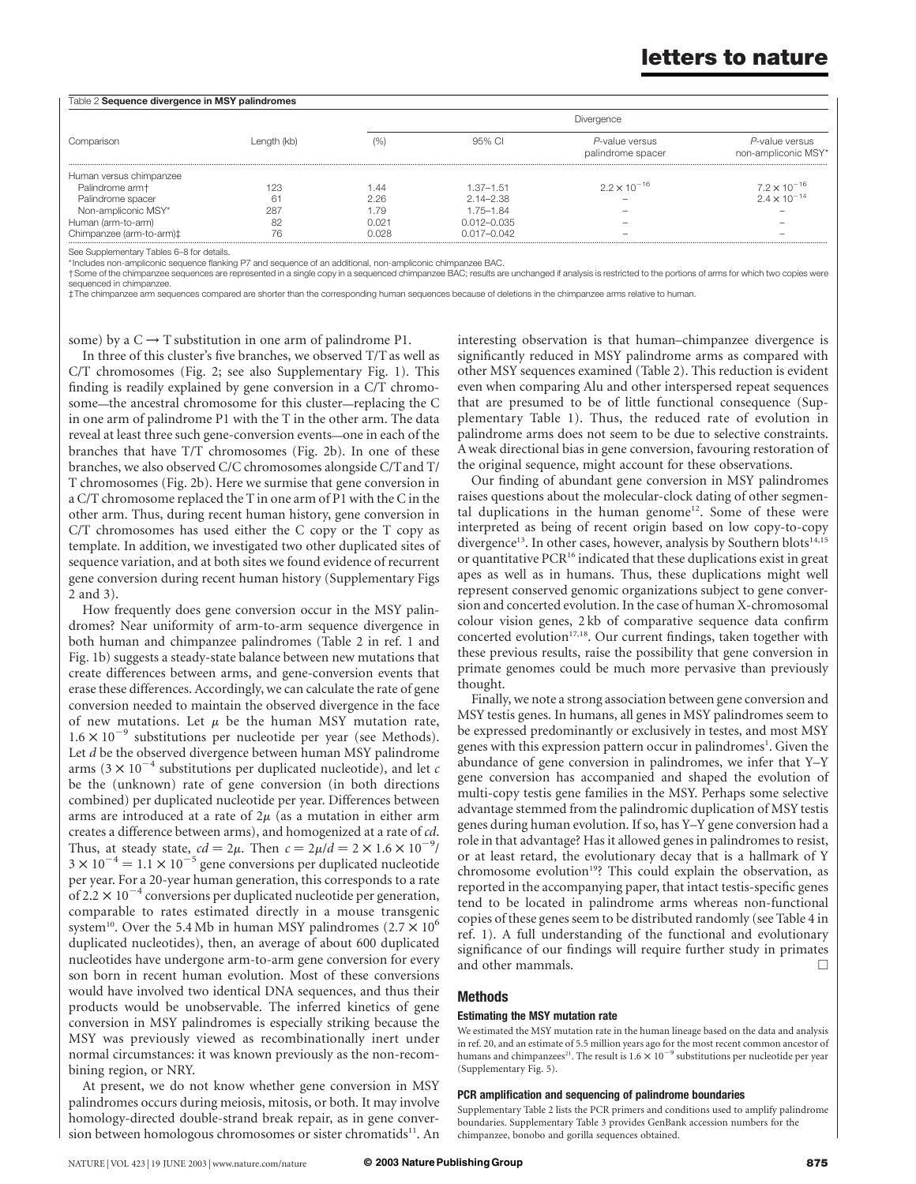Table 2 **Sequence divergence in MSY palindromes**

| Comparison | Length (kb) | Divergence | | | |
|---|---|---|---|---|---|
| | | (%) | 95% CI | *P*-value versus palindrome spacer | *P*-value versus non-ampliconic MSY* |
| Human versus chimpanzee | | | | | |
| Palindrome arm† | 123 | 1.44 | 1.37–1.51 | $2.2 \times 10^{-16}$ | $7.2 \times 10^{-16}$ |
| Palindrome spacer | 61 | 2.26 | 2.14–2.38 | – | $2.4 \times 10^{-14}$ |
| Non-ampliconic MSY* | 287 | 1.79 | 1.75–1.84 | – | – |
| Human (arm-to-arm) | 82 | 0.021 | 0.012–0.035 | – | – |
| Chimpanzee (arm-to-arm)‡ | 76 | 0.028 | 0.017–0.042 | – | – |

See Supplementary Tables 6–8 for details.
*Includes non-ampliconic sequence flanking P7 and sequence of an additional, non-ampliconic chimpanzee BAC.
†Some of the chimpanzee sequences are represented in a single copy in a sequenced chimpanzee BAC; results are unchanged if analysis is restricted to the portions of arms for which two copies were sequenced in chimpanzee.
‡The chimpanzee arm sequences compared are shorter than the corresponding human sequences because of deletions in the chimpanzee arms relative to human.

some) by a C → T substitution in one arm of palindrome P1.

In three of this cluster's five branches, we observed T/T as well as C/T chromosomes (Fig. 2; see also Supplementary Fig. 1). This finding is readily explained by gene conversion in a C/T chromosome—the ancestral chromosome for this cluster—replacing the C in one arm of palindrome P1 with the T in the other arm. The data reveal at least three such gene-conversion events—one in each of the branches that have T/T chromosomes (Fig. 2b). In one of these branches, we also observed C/C chromosomes alongside C/T and T/T chromosomes (Fig. 2b). Here we surmise that gene conversion in a C/T chromosome replaced the T in one arm of P1 with the C in the other arm. Thus, during recent human history, gene conversion in C/T chromosomes has used either the C copy or the T copy as template. In addition, we investigated two other duplicated sites of sequence variation, and at both sites we found evidence of recurrent gene conversion during recent human history (Supplementary Figs 2 and 3).

How frequently does gene conversion occur in the MSY palindromes? Near uniformity of arm-to-arm sequence divergence in both human and chimpanzee palindromes (Table 2 in ref. 1 and Fig. 1b) suggests a steady-state balance between new mutations that create differences between arms, and gene-conversion events that erase these differences. Accordingly, we can calculate the rate of gene conversion needed to maintain the observed divergence in the face of new mutations. Let $\mu$ be the human MSY mutation rate, $1.6 \times 10^{-9}$ substitutions per nucleotide per year (see Methods). Let $d$ be the observed divergence between human MSY palindrome arms ($3 \times 10^{-4}$ substitutions per duplicated nucleotide), and let $c$ be the (unknown) rate of gene conversion (in both directions combined) per duplicated nucleotide per year. Differences between arms are introduced at a rate of $2\mu$ (as a mutation in either arm creates a difference between arms), and homogenized at a rate of $cd$. Thus, at steady state, $cd = 2\mu$. Then $c = 2\mu/d = 2 \times 1.6 \times 10^{-9}/3 \times 10^{-4} = 1.1 \times 10^{-5}$ gene conversions per duplicated nucleotide per year. For a 20-year human generation, this corresponds to a rate of $2.2 \times 10^{-4}$ conversions per duplicated nucleotide per generation, comparable to rates estimated directly in a mouse transgenic system[10]. Over the 5.4 Mb in human MSY palindromes ($2.7 \times 10^{6}$ duplicated nucleotides), then, an average of about 600 duplicated nucleotides have undergone arm-to-arm gene conversion for every son born in recent human evolution. Most of these conversions would have involved two identical DNA sequences, and thus their products would be unobservable. The inferred kinetics of gene conversion in MSY palindromes is especially striking because the MSY was previously viewed as recombinationally inert under normal circumstances: it was known previously as the non-recombining region, or NRY.

At present, we do not know whether gene conversion in MSY palindromes occurs during meiosis, mitosis, or both. It may involve homology-directed double-strand break repair, as in gene conversion between homologous chromosomes or sister chromatids[11]. An interesting observation is that human–chimpanzee divergence is significantly reduced in MSY palindrome arms as compared with other MSY sequences examined (Table 2). This reduction is evident even when comparing Alu and other interspersed repeat sequences that are presumed to be of little functional consequence (Supplementary Table 1). Thus, the reduced rate of evolution in palindrome arms does not seem to be due to selective constraints. A weak directional bias in gene conversion, favouring restoration of the original sequence, might account for these observations.

Our finding of abundant gene conversion in MSY palindromes raises questions about the molecular-clock dating of other segmental duplications in the human genome[12]. Some of these were interpreted as being of recent origin based on low copy-to-copy divergence[13]. In other cases, however, analysis by Southern blots[14,15] or quantitative PCR[16] indicated that these duplications exist in great apes as well as in humans. Thus, these duplications might well represent conserved genomic organizations subject to gene conversion and concerted evolution. In the case of human X-chromosomal colour vision genes, 2 kb of comparative sequence data confirm concerted evolution[17,18]. Our current findings, taken together with these previous results, raise the possibility that gene conversion in primate genomes could be much more pervasive than previously thought.

Finally, we note a strong association between gene conversion and MSY testis genes. In humans, all genes in MSY palindromes seem to be expressed predominantly or exclusively in testes, and most MSY genes with this expression pattern occur in palindromes[1]. Given the abundance of gene conversion in palindromes, we infer that Y–Y gene conversion has accompanied and shaped the evolution of multi-copy testis gene families in the MSY. Perhaps some selective advantage stemmed from the palindromic duplication of MSY testis genes during human evolution. If so, has Y–Y gene conversion had a role in that advantage? Has it allowed genes in palindromes to resist, or at least retard, the evolutionary decay that is a hallmark of Y chromosome evolution[19]? This could explain the observation, as reported in the accompanying paper, that intact testis-specific genes tend to be located in palindrome arms whereas non-functional copies of these genes seem to be distributed randomly (see Table 4 in ref. 1). A full understanding of the functional and evolutionary significance of our findings will require further study in primates and other mammals. □

## Methods

### Estimating the MSY mutation rate

We estimated the MSY mutation rate in the human lineage based on the data and analysis in ref. 20, and an estimate of 5.5 million years ago for the most recent common ancestor of humans and chimpanzees[21]. The result is $1.6 \times 10^{-9}$ substitutions per nucleotide per year (Supplementary Fig. 5).

### PCR amplification and sequencing of palindrome boundaries

Supplementary Table 2 lists the PCR primers and conditions used to amplify palindrome boundaries. Supplementary Table 3 provides GenBank accession numbers for the chimpanzee, bonobo and gorilla sequences obtained.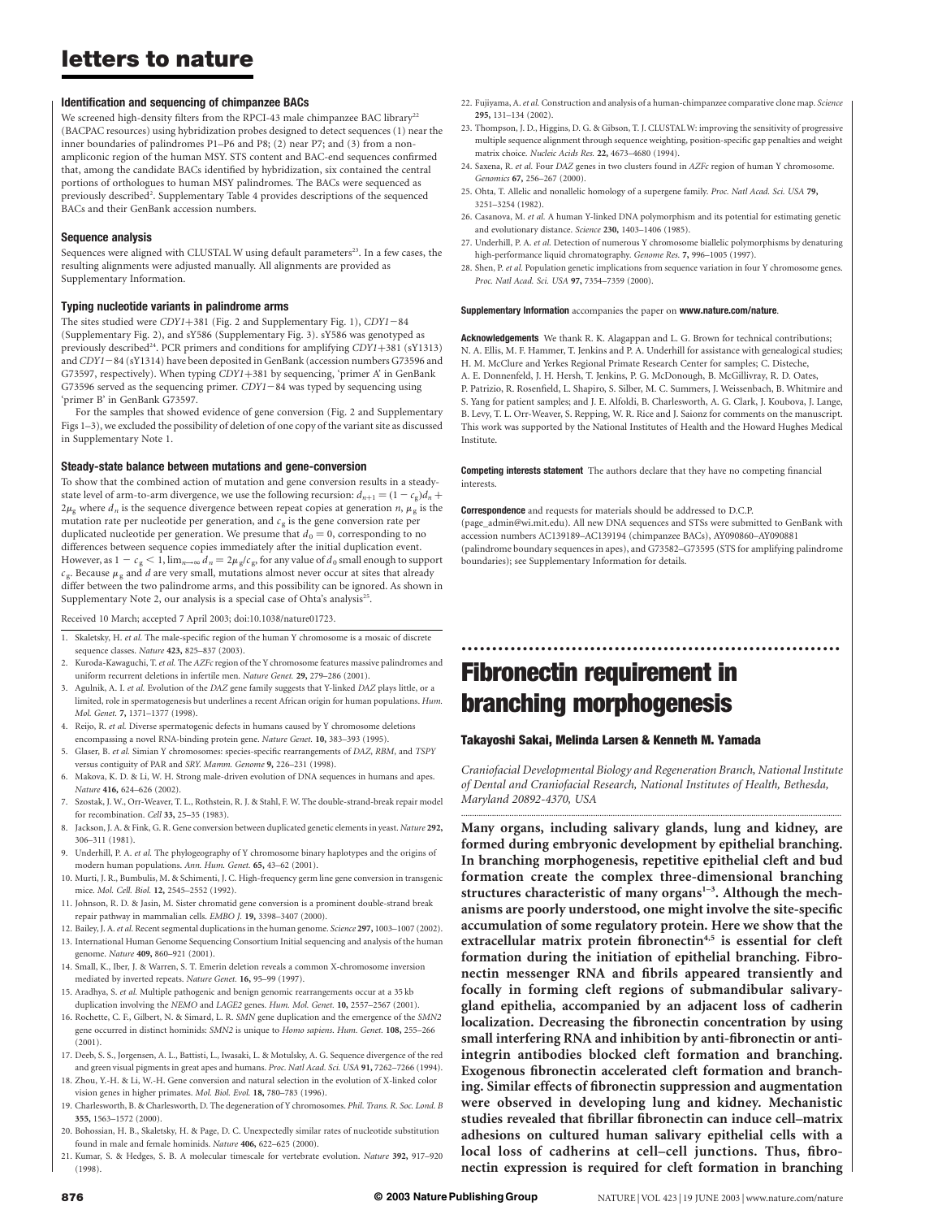### Identification and sequencing of chimpanzee BACs

We screened high-density filters from the RPCI-43 male chimpanzee BAC library[22] (BACPAC resources) using hybridization probes designed to detect sequences (1) near the inner boundaries of palindromes P1–P6 and P8; (2) near P7; and (3) from a non-ampliconic region of the human MSY. STS content and BAC-end sequences confirmed that, among the candidate BACs identified by hybridization, six contained the central portions of orthologues to human MSY palindromes. The BACs were sequenced as previously described[2]. Supplementary Table 4 provides descriptions of the sequenced BACs and their GenBank accession numbers.

### Sequence analysis

Sequences were aligned with CLUSTAL W using default parameters[23]. In a few cases, the resulting alignments were adjusted manually. All alignments are provided as Supplementary Information.

### Typing nucleotide variants in palindrome arms

The sites studied were *CDY1*+381 (Fig. 2 and Supplementary Fig. 1), *CDY1*−84 (Supplementary Fig. 2), and sY586 (Supplementary Fig. 3). sY586 was genotyped as previously described[24]. PCR primers and conditions for amplifying *CDY1*+381 (sY1313) and *CDY1*−84 (sY1314) have been deposited in GenBank (accession numbers G73596 and G73597, respectively). When typing *CDY1*+381 by sequencing, 'primer A' in GenBank G73596 served as the sequencing primer. *CDY1*−84 was typed by sequencing using 'primer B' in GenBank G73597.

For the samples that showed evidence of gene conversion (Fig. 2 and Supplementary Figs 1–3), we excluded the possibility of deletion of one copy of the variant site as discussed in Supplementary Note 1.

### Steady-state balance between mutations and gene-conversion

To show that the combined action of mutation and gene conversion results in a steady-state level of arm-to-arm divergence, we use the following recursion: $d_{n+1} = (1 - c_g)d_n + 2\mu_g$ where $d_n$ is the sequence divergence between repeat copies at generation $n$, $\mu_g$ is the mutation rate per nucleotide per generation, and $c_g$ is the gene conversion rate per duplicated nucleotide per generation. We presume that $d_0 = 0$, corresponding to no differences between sequence copies immediately after the initial duplication event. However, as $1 - c_g < 1$, $\lim_{n\to\infty} d_n = 2\mu_g/c_g$, for any value of $d_0$ small enough to support $c_g$. Because $\mu_g$ and $d$ are very small, mutations almost never occur at sites that already differ between the two palindrome arms, and this possibility can be ignored. As shown in Supplementary Note 2, our analysis is a special case of Ohta's analysis[25].

Received 10 March; accepted 7 April 2003; doi:10.1038/nature01723.

1. Skaletsky, H. *et al.* The male-specific region of the human Y chromosome is a mosaic of discrete sequence classes. *Nature* **423,** 825–837 (2003).
2. Kuroda-Kawaguchi, T. *et al.* The *AZFc* region of the Y chromosome features massive palindromes and uniform recurrent deletions in infertile men. *Nature Genet.* **29,** 279–286 (2001).
3. Agulnik, A. I. *et al.* Evolution of the *DAZ* gene family suggests that Y-linked *DAZ* plays little, or a limited, role in spermatogenesis but underlines a recent African origin for human populations. *Hum. Mol. Genet.* **7,** 1371–1377 (1998).
4. Reijo, R. *et al.* Diverse spermatogenic defects in humans caused by Y chromosome deletions encompassing a novel RNA-binding protein gene. *Nature Genet.* **10,** 383–393 (1995).
5. Glaser, B. *et al.* Simian Y chromosomes: species-specific rearrangements of *DAZ*, *RBM*, and *TSPY* versus contiguity of PAR and *SRY*. *Mamm. Genome* **9,** 226–231 (1998).
6. Makova, K. D. & Li, W. H. Strong male-driven evolution of DNA sequences in humans and apes. *Nature* **416,** 624–626 (2002).
7. Szostak, J. W., Orr-Weaver, T. L., Rothstein, R. J. & Stahl, F. W. The double-strand-break repair model for recombination. *Cell* **33,** 25–35 (1983).
8. Jackson, J. A. & Fink, G. R. Gene conversion between duplicated genetic elements in yeast. *Nature* **292,** 306–311 (1981).
9. Underhill, P. A. *et al.* The phylogeography of Y chromosome binary haplotypes and the origins of modern human populations. *Ann. Hum. Genet.* **65,** 43–62 (2001).
10. Murti, J. R., Bumbulis, M. & Schimenti, J. C. High-frequency germ line gene conversion in transgenic mice. *Mol. Cell. Biol.* **12,** 2545–2552 (1992).
11. Johnson, R. D. & Jasin, M. Sister chromatid gene conversion is a prominent double-strand break repair pathway in mammalian cells. *EMBO J.* **19,** 3398–3407 (2000).
12. Bailey, J. A. *et al.* Recent segmental duplications in the human genome. *Science* **297,** 1003–1007 (2002).
13. International Human Genome Sequencing Consortium Initial sequencing and analysis of the human genome. *Nature* **409,** 860–921 (2001).
14. Small, K., Iber, J. & Warren, S. T. Emerin deletion reveals a common X-chromosome inversion mediated by inverted repeats. *Nature Genet.* **16,** 95–99 (1997).
15. Aradhya, S. *et al.* Multiple pathogenic and benign genomic rearrangements occur at a 35 kb duplication involving the *NEMO* and *LAGE2* genes. *Hum. Mol. Genet.* **10,** 2557–2567 (2001).
16. Rochette, C. F., Gilbert, N. & Simard, L. R. *SMN* gene duplication and the emergence of the *SMN2* gene occurred in distinct hominids: *SMN2* is unique to *Homo sapiens*. *Hum. Genet.* **108,** 255–266 (2001).
17. Deeb, S. S., Jorgensen, A. L., Battisti, L., Iwasaki, L. & Motulsky, A. G. Sequence divergence of the red and green visual pigments in great apes and humans. *Proc. Natl Acad. Sci. USA* **91,** 7262–7266 (1994).
18. Zhou, Y.-H. & Li, W.-H. Gene conversion and natural selection in the evolution of X-linked color vision genes in higher primates. *Mol. Biol. Evol.* **18,** 780–783 (1996).
19. Charlesworth, B. & Charlesworth, D. The degeneration of Y chromosomes. *Phil. Trans. R. Soc. Lond. B* **355,** 1563–1572 (2000).
20. Bohossian, H. B., Skaletsky, H. & Page, D. C. Unexpectedly similar rates of nucleotide substitution found in male and female hominids. *Nature* **406,** 622–625 (2000).
21. Kumar, S. & Hedges, S. B. A molecular timescale for vertebrate evolution. *Nature* **392,** 917–920 (1998).
22. Fujiyama, A. *et al.* Construction and analysis of a human-chimpanzee comparative clone map. *Science* **295,** 131–134 (2002).
23. Thompson, J. D., Higgins, D. G. & Gibson, T. J. CLUSTAL W: improving the sensitivity of progressive multiple sequence alignment through sequence weighting, position-specific gap penalties and weight matrix choice. *Nucleic Acids Res.* **22,** 4673–4680 (1994).
24. Saxena, R. *et al.* Four *DAZ* genes in two clusters found in *AZFc* region of human Y chromosome. *Genomics* **67,** 256–267 (2000).
25. Ohta, T. Allelic and nonallelic homology of a supergene family. *Proc. Natl Acad. Sci. USA* **79,** 3251–3254 (1982).
26. Casanova, M. *et al.* A human Y-linked DNA polymorphism and its potential for estimating genetic and evolutionary distance. *Science* **230,** 1403–1406 (1985).
27. Underhill, P. A. *et al.* Detection of numerous Y chromosome biallelic polymorphisms by denaturing high-performance liquid chromatography. *Genome Res.* **7,** 996–1005 (1997).
28. Shen, P. *et al.* Population genetic implications from sequence variation in four Y chromosome genes. *Proc. Natl Acad. Sci. USA* **97,** 7354–7359 (2000).

**Supplementary Information** accompanies the paper on **www.nature.com/nature**.

**Acknowledgements** We thank R. K. Alagappan and L. G. Brown for technical contributions; N. A. Ellis, M. F. Hammer, T. Jenkins and P. A. Underhill for assistance with genealogical studies; H. M. McClure and Yerkes Regional Primate Research Center for samples; C. Disteche, A. E. Donnenfeld, J. H. Hersh, T. Jenkins, P. G. McDonough, B. McGillivray, R. D. Oates, P. Patrizio, R. Rosenfield, L. Shapiro, S. Silber, M. C. Summers, J. Weissenbach, B. Whitmire and S. Yang for patient samples; and J. E. Alfoldi, B. Charlesworth, A. G. Clark, J. Koubova, J. Lange, B. Levy, T. L. Orr-Weaver, S. Repping, W. R. Rice and J. Saionz for comments on the manuscript. This work was supported by the National Institutes of Health and the Howard Hughes Medical Institute.

**Competing interests statement** The authors declare that they have no competing financial interests.

**Correspondence** and requests for materials should be addressed to D.C.P. (page_admin@wi.mit.edu). All new DNA sequences and STSs were submitted to GenBank with accession numbers AC139189–AC139194 (chimpanzee BACs), AY090860–AY090881 (palindrome boundary sequences in apes), and G73582–G73595 (STS for amplifying palindrome boundaries); see Supplementary Information for details.

# Fibronectin requirement in branching morphogenesis

**Takayoshi Sakai, Melinda Larsen & Kenneth M. Yamada**

*Craniofacial Developmental Biology and Regeneration Branch, National Institute of Dental and Craniofacial Research, National Institutes of Health, Bethesda, Maryland 20892-4370, USA*

**Many organs, including salivary glands, lung and kidney, are formed during embryonic development by epithelial branching. In branching morphogenesis, repetitive epithelial cleft and bud formation create the complex three-dimensional branching structures characteristic of many organs[1–3]. Although the mechanisms are poorly understood, one might involve the site-specific accumulation of some regulatory protein. Here we show that the extracellular matrix protein fibronectin[4,5] is essential for cleft formation during the initiation of epithelial branching. Fibronectin messenger RNA and fibrils appeared transiently and focally in forming cleft regions of submandibular salivary-gland epithelia, accompanied by an adjacent loss of cadherin localization. Decreasing the fibronectin concentration by using small interfering RNA and inhibition by anti-fibronectin or anti-integrin antibodies blocked cleft formation and branching. Exogenous fibronectin accelerated cleft formation and branching. Similar effects of fibronectin suppression and augmentation were observed in developing lung and kidney. Mechanistic studies revealed that fibrillar fibronectin can induce cell–matrix adhesions on cultured human salivary epithelial cells with a local loss of cadherins at cell–cell junctions. Thus, fibronectin expression is required for cleft formation in branching**